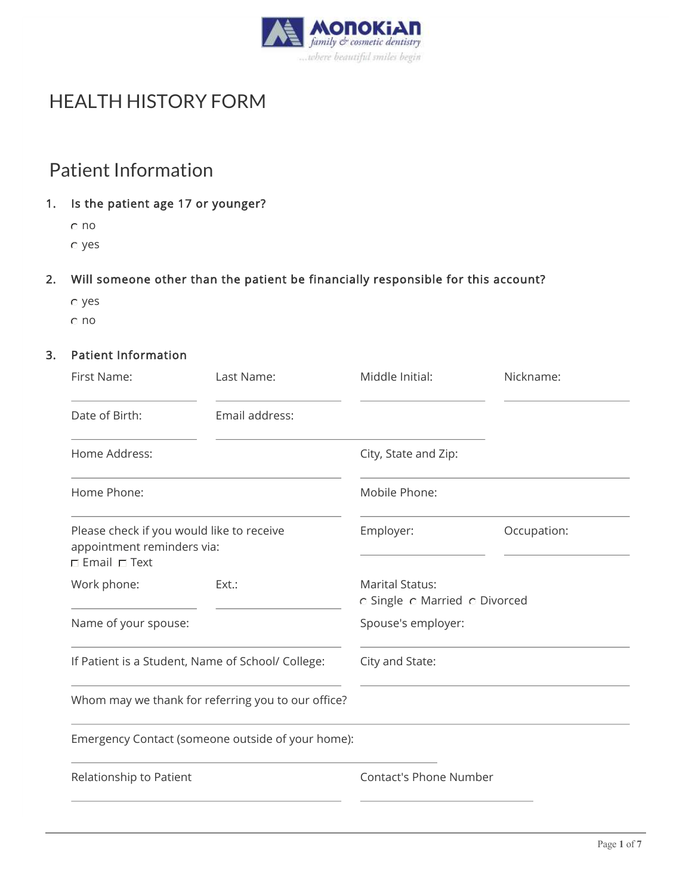**MONOKIAN**
*family & cosmetic dentistry*
*...where beautiful smiles begin*

# HEALTH HISTORY FORM

## Patient Information

1. **Is the patient age 17 or younger?**
   - ○ no
   - ○ yes

2. **Will someone other than the patient be financially responsible for this account?**
   - ○ yes
   - ○ no

3. **Patient Information**

First Name: ______________ Last Name: ______________ Middle Initial: ______________ Nickname: ______________

Date of Birth: ______________ Email address: ______________________________

Home Address: ______________________________ City, State and Zip: ______________________________

Home Phone: ______________________________ Mobile Phone: ______________________________

Please check if you would like to receive appointment reminders via:
☐ Email ☐ Text

Employer: ______________ Occupation: ______________

Work phone: ______________ Ext.: ______________

Marital Status:
○ Single ○ Married ○ Divorced

Name of your spouse: ______________________________ Spouse's employer: ______________________________

If Patient is a Student, Name of School/ College: ______________________________ City and State: ______________________________

Whom may we thank for referring you to our office? ______________________________

Emergency Contact (someone outside of your home): ______________________________

Relationship to Patient: ______________________________ Contact's Phone Number: ______________________________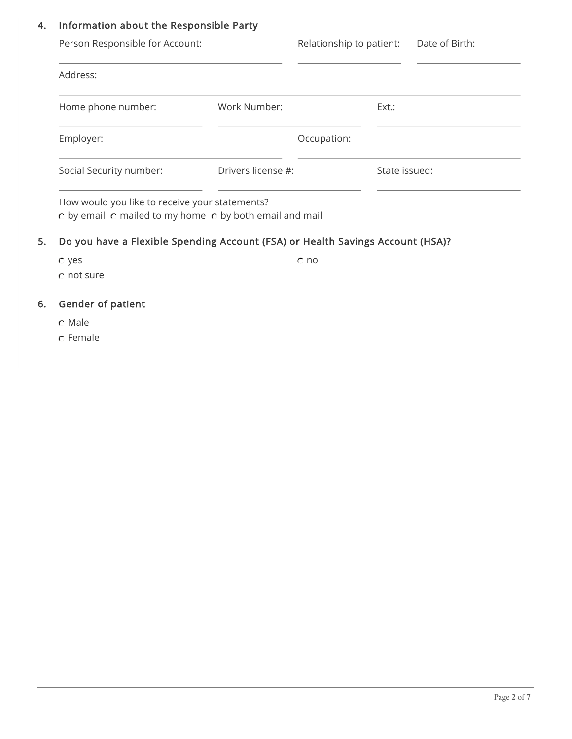4. **Information about the Responsible Party**

Person Responsible for Account: ______________________ Relationship to patient: ____________ Date of Birth: ____________

Address: ______________________________________________

Home phone number: ______________ Work Number: ______________ Ext.: ______________

Employer: ______________________ Occupation: ______________________

Social Security number: ______________ Drivers license #: ______________ State issued: ______________

How would you like to receive your statements?

○ by email ○ mailed to my home ○ by both email and mail

5. **Do you have a Flexible Spending Account (FSA) or Health Savings Account (HSA)?**

○ yes
○ no
○ not sure

6. **Gender of patient**

○ Male
○ Female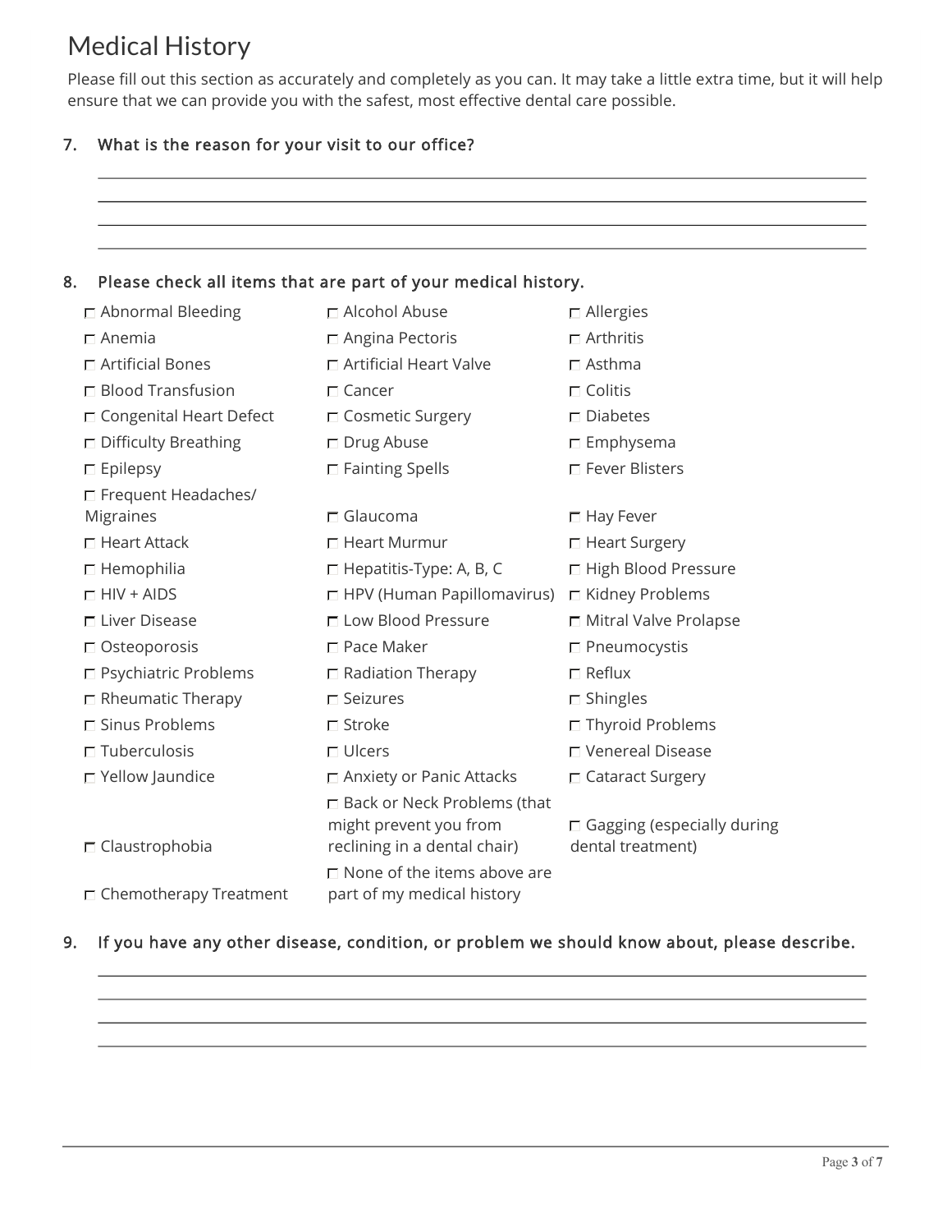# Medical History

Please fill out this section as accurately and completely as you can. It may take a little extra time, but it will help ensure that we can provide you with the safest, most effective dental care possible.

**7. What is the reason for your visit to our office?**

\_\_\_\_\_\_\_\_\_\_\_\_\_\_\_\_\_\_\_\_\_\_\_\_\_\_\_\_\_\_\_\_\_\_\_\_\_\_\_\_\_\_\_\_\_\_\_\_\_\_\_\_\_\_\_\_\_\_\_\_

\_\_\_\_\_\_\_\_\_\_\_\_\_\_\_\_\_\_\_\_\_\_\_\_\_\_\_\_\_\_\_\_\_\_\_\_\_\_\_\_\_\_\_\_\_\_\_\_\_\_\_\_\_\_\_\_\_\_\_\_

\_\_\_\_\_\_\_\_\_\_\_\_\_\_\_\_\_\_\_\_\_\_\_\_\_\_\_\_\_\_\_\_\_\_\_\_\_\_\_\_\_\_\_\_\_\_\_\_\_\_\_\_\_\_\_\_\_\_\_\_

\_\_\_\_\_\_\_\_\_\_\_\_\_\_\_\_\_\_\_\_\_\_\_\_\_\_\_\_\_\_\_\_\_\_\_\_\_\_\_\_\_\_\_\_\_\_\_\_\_\_\_\_\_\_\_\_\_\_\_\_

**8. Please check all items that are part of your medical history.**

| | | |
|---|---|---|
| ☐ Abnormal Bleeding | ☐ Alcohol Abuse | ☐ Allergies |
| ☐ Anemia | ☐ Angina Pectoris | ☐ Arthritis |
| ☐ Artificial Bones | ☐ Artificial Heart Valve | ☐ Asthma |
| ☐ Blood Transfusion | ☐ Cancer | ☐ Colitis |
| ☐ Congenital Heart Defect | ☐ Cosmetic Surgery | ☐ Diabetes |
| ☐ Difficulty Breathing | ☐ Drug Abuse | ☐ Emphysema |
| ☐ Epilepsy | ☐ Fainting Spells | ☐ Fever Blisters |
| ☐ Frequent Headaches/ Migraines | ☐ Glaucoma | ☐ Hay Fever |
| ☐ Heart Attack | ☐ Heart Murmur | ☐ Heart Surgery |
| ☐ Hemophilia | ☐ Hepatitis-Type: A, B, C | ☐ High Blood Pressure |
| ☐ HIV + AIDS | ☐ HPV (Human Papillomavirus) | ☐ Kidney Problems |
| ☐ Liver Disease | ☐ Low Blood Pressure | ☐ Mitral Valve Prolapse |
| ☐ Osteoporosis | ☐ Pace Maker | ☐ Pneumocystis |
| ☐ Psychiatric Problems | ☐ Radiation Therapy | ☐ Reflux |
| ☐ Rheumatic Therapy | ☐ Seizures | ☐ Shingles |
| ☐ Sinus Problems | ☐ Stroke | ☐ Thyroid Problems |
| ☐ Tuberculosis | ☐ Ulcers | ☐ Venereal Disease |
| ☐ Yellow Jaundice | ☐ Anxiety or Panic Attacks | ☐ Cataract Surgery |
| ☐ Claustrophobia | ☐ Back or Neck Problems (that might prevent you from reclining in a dental chair) | ☐ Gagging (especially during dental treatment) |
| ☐ Chemotherapy Treatment | ☐ None of the items above are part of my medical history | |

**9. If you have any other disease, condition, or problem we should know about, please describe.**

\_\_\_\_\_\_\_\_\_\_\_\_\_\_\_\_\_\_\_\_\_\_\_\_\_\_\_\_\_\_\_\_\_\_\_\_\_\_\_\_\_\_\_\_\_\_\_\_\_\_\_\_\_\_\_\_\_\_\_\_

\_\_\_\_\_\_\_\_\_\_\_\_\_\_\_\_\_\_\_\_\_\_\_\_\_\_\_\_\_\_\_\_\_\_\_\_\_\_\_\_\_\_\_\_\_\_\_\_\_\_\_\_\_\_\_\_\_\_\_\_

\_\_\_\_\_\_\_\_\_\_\_\_\_\_\_\_\_\_\_\_\_\_\_\_\_\_\_\_\_\_\_\_\_\_\_\_\_\_\_\_\_\_\_\_\_\_\_\_\_\_\_\_\_\_\_\_\_\_\_\_

\_\_\_\_\_\_\_\_\_\_\_\_\_\_\_\_\_\_\_\_\_\_\_\_\_\_\_\_\_\_\_\_\_\_\_\_\_\_\_\_\_\_\_\_\_\_\_\_\_\_\_\_\_\_\_\_\_\_\_\_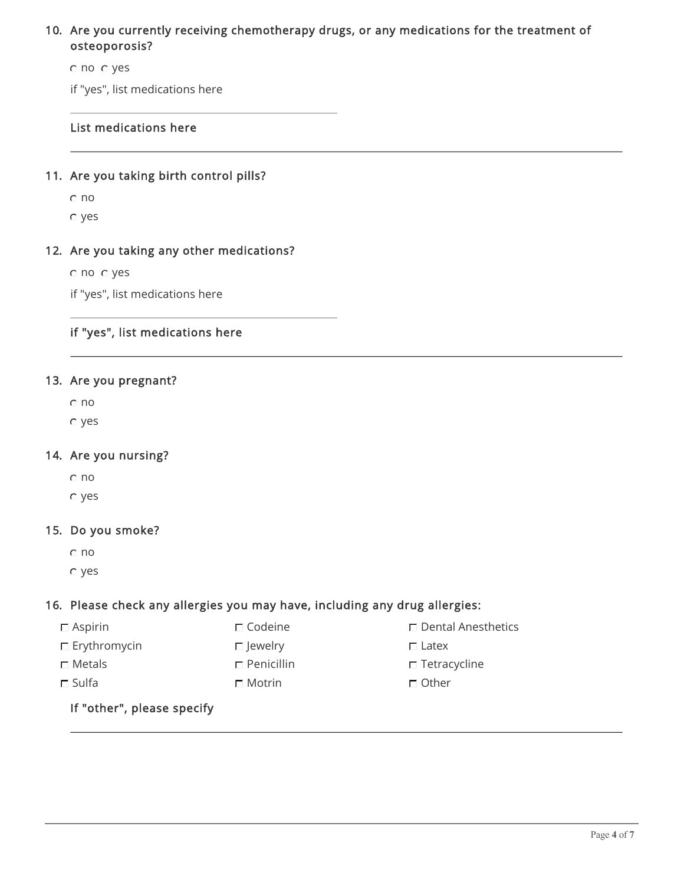10. Are you currently receiving chemotherapy drugs, or any medications for the treatment of osteoporosis?

   ○ no ○ yes

   if "yes", list medications here

   ______________________________

   **List medications here**

   ______________________________

11. Are you taking birth control pills?

   ○ no

   ○ yes

12. Are you taking any other medications?

   ○ no ○ yes

   if "yes", list medications here

   ______________________________

   **if "yes", list medications here**

   ______________________________

13. Are you pregnant?

   ○ no

   ○ yes

14. Are you nursing?

   ○ no

   ○ yes

15. Do you smoke?

   ○ no

   ○ yes

16. Please check any allergies you may have, including any drug allergies:

   ☐ Aspirin ☐ Codeine ☐ Dental Anesthetics

   ☐ Erythromycin ☐ Jewelry ☐ Latex

   ☐ Metals ☐ Penicillin ☐ Tetracycline

   ☐ Sulfa ☐ Motrin ☐ Other

   **If "other", please specify**

   ______________________________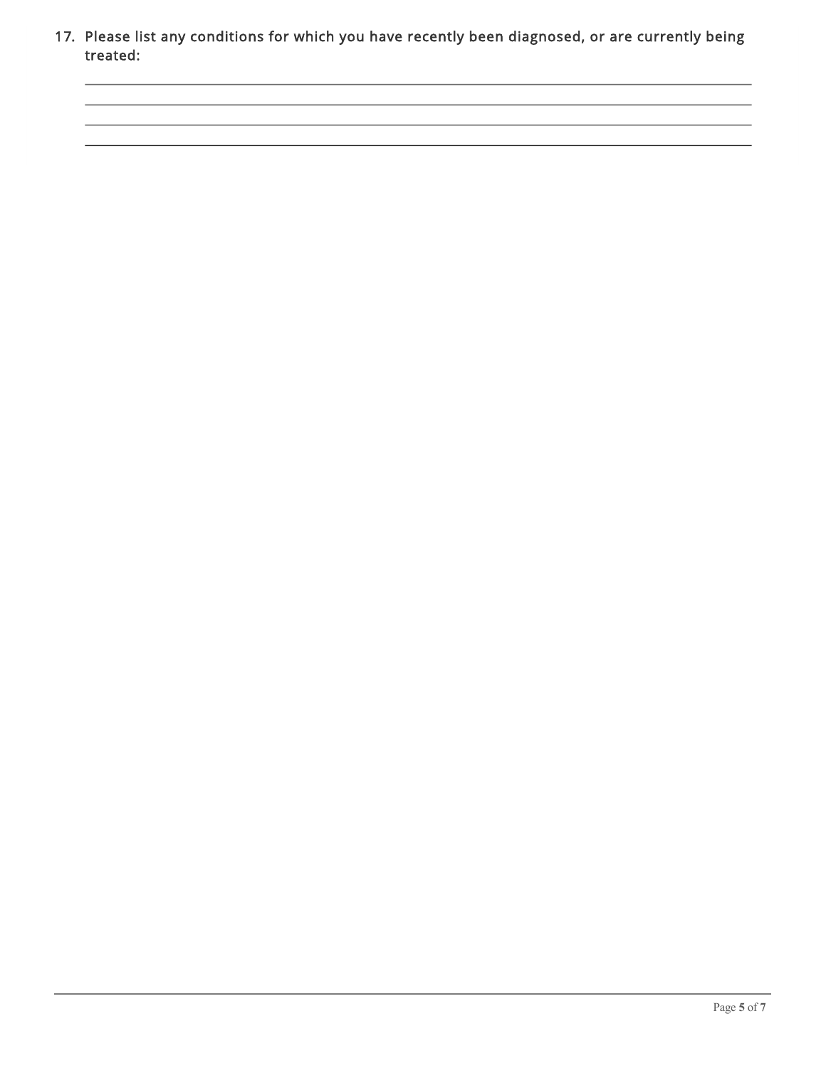17. Please list any conditions for which you have recently been diagnosed, or are currently being treated:

\_\_\_\_\_\_\_\_\_\_\_\_\_\_\_\_\_\_\_\_\_\_\_\_\_\_\_\_\_\_\_\_\_\_\_\_\_\_\_\_\_\_\_\_\_\_\_\_\_\_\_\_\_\_\_\_\_\_\_\_\_\_\_\_\_\_\_\_\_\_\_\_\_\_\_\_

\_\_\_\_\_\_\_\_\_\_\_\_\_\_\_\_\_\_\_\_\_\_\_\_\_\_\_\_\_\_\_\_\_\_\_\_\_\_\_\_\_\_\_\_\_\_\_\_\_\_\_\_\_\_\_\_\_\_\_\_\_\_\_\_\_\_\_\_\_\_\_\_\_\_\_\_

\_\_\_\_\_\_\_\_\_\_\_\_\_\_\_\_\_\_\_\_\_\_\_\_\_\_\_\_\_\_\_\_\_\_\_\_\_\_\_\_\_\_\_\_\_\_\_\_\_\_\_\_\_\_\_\_\_\_\_\_\_\_\_\_\_\_\_\_\_\_\_\_\_\_\_\_

\_\_\_\_\_\_\_\_\_\_\_\_\_\_\_\_\_\_\_\_\_\_\_\_\_\_\_\_\_\_\_\_\_\_\_\_\_\_\_\_\_\_\_\_\_\_\_\_\_\_\_\_\_\_\_\_\_\_\_\_\_\_\_\_\_\_\_\_\_\_\_\_\_\_\_\_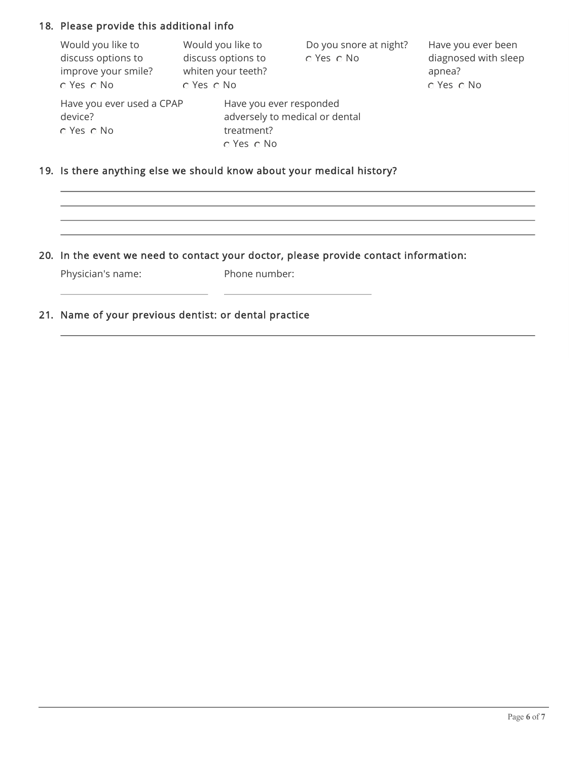18. Please provide this additional info

Would you like to discuss options to improve your smile?
○ Yes ○ No

Would you like to discuss options to whiten your teeth?
○ Yes ○ No

Do you snore at night?
○ Yes ○ No

Have you ever been diagnosed with sleep apnea?
○ Yes ○ No

Have you ever used a CPAP device?
○ Yes ○ No

Have you ever responded adversely to medical or dental treatment?
○ Yes ○ No

19. Is there anything else we should know about your medical history?

\_\_\_\_\_\_\_\_\_\_\_\_\_\_\_\_\_\_\_\_\_\_\_\_\_\_\_\_\_\_\_\_\_\_\_\_\_\_\_\_

\_\_\_\_\_\_\_\_\_\_\_\_\_\_\_\_\_\_\_\_\_\_\_\_\_\_\_\_\_\_\_\_\_\_\_\_\_\_\_\_

\_\_\_\_\_\_\_\_\_\_\_\_\_\_\_\_\_\_\_\_\_\_\_\_\_\_\_\_\_\_\_\_\_\_\_\_\_\_\_\_

\_\_\_\_\_\_\_\_\_\_\_\_\_\_\_\_\_\_\_\_\_\_\_\_\_\_\_\_\_\_\_\_\_\_\_\_\_\_\_\_

20. In the event we need to contact your doctor, please provide contact information:

Physician's name: \_\_\_\_\_\_\_\_\_\_\_\_\_\_\_\_\_\_\_\_

Phone number: \_\_\_\_\_\_\_\_\_\_\_\_\_\_\_\_\_\_\_\_

21. Name of your previous dentist: or dental practice

\_\_\_\_\_\_\_\_\_\_\_\_\_\_\_\_\_\_\_\_\_\_\_\_\_\_\_\_\_\_\_\_\_\_\_\_\_\_\_\_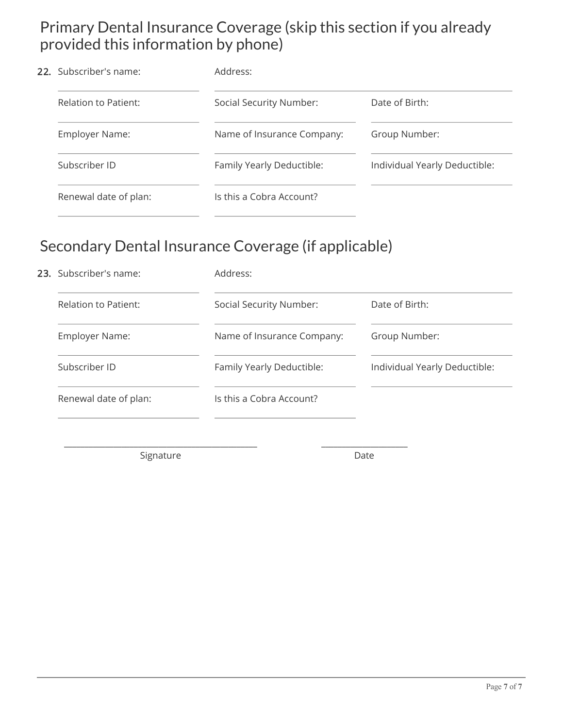## Primary Dental Insurance Coverage (skip this section if you already provided this information by phone)

22. Subscriber's name: ______________________ Address: ______________________

Relation to Patient: ______________________ Social Security Number: ______________________ Date of Birth: ______________________

Employer Name: ______________________ Name of Insurance Company: ______________________ Group Number: ______________________

Subscriber ID ______________________ Family Yearly Deductible: ______________________ Individual Yearly Deductible: ______________________

Renewal date of plan: ______________________ Is this a Cobra Account? ______________________

## Secondary Dental Insurance Coverage (if applicable)

23. Subscriber's name: ______________________ Address: ______________________

Relation to Patient: ______________________ Social Security Number: ______________________ Date of Birth: ______________________

Employer Name: ______________________ Name of Insurance Company: ______________________ Group Number: ______________________

Subscriber ID ______________________ Family Yearly Deductible: ______________________ Individual Yearly Deductible: ______________________

Renewal date of plan: ______________________ Is this a Cobra Account? ______________________

______________________________ Signature

______________ Date